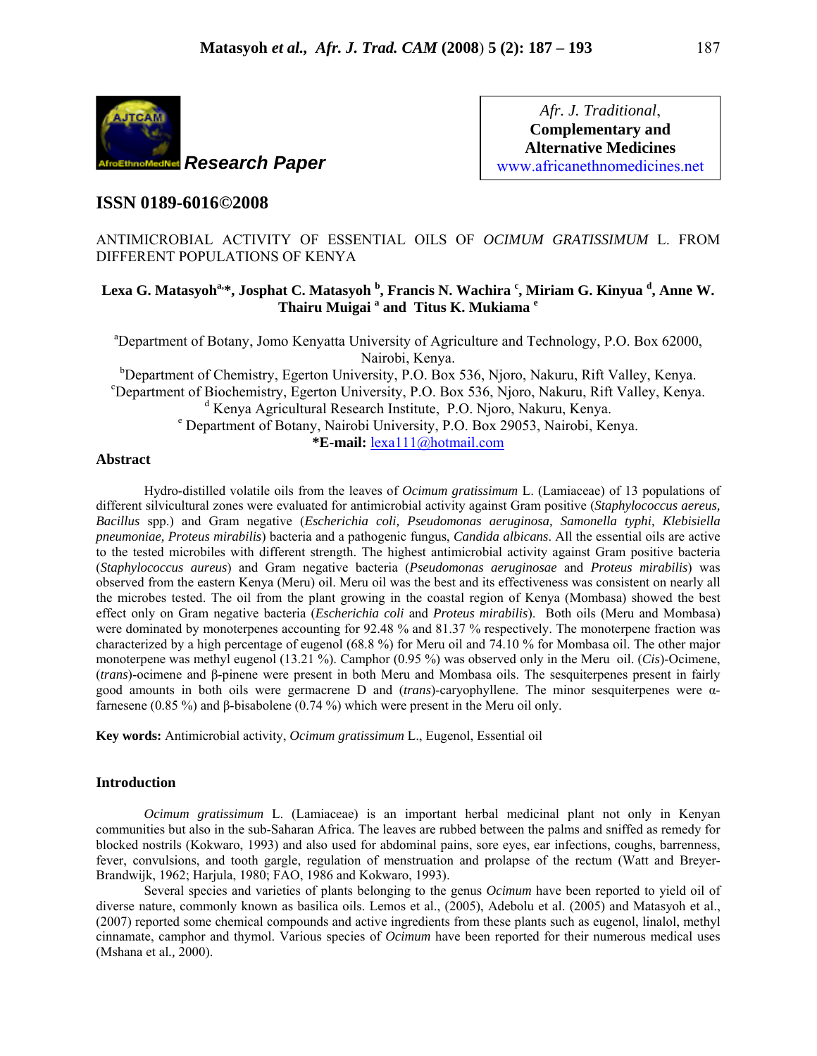Research Paper

Afr. J. Traditional, **Complementary and Alternative Medicines**
www.africanethnomedicines.net

## ISSN 0189-6016©2008

# ANTIMICROBIAL ACTIVITY OF ESSENTIAL OILS OF *OCIMUM GRATISSIMUM* L. FROM DIFFERENT POPULATIONS OF KENYA

**Lexa G. Matasyoh[a,*], Josphat C. Matasyoh [b], Francis N. Wachira [c], Miriam G. Kinyua [d], Anne W. Thairu Muigai [a] and Titus K. Mukiama [e]**

[a]Department of Botany, Jomo Kenyatta University of Agriculture and Technology, P.O. Box 62000, Nairobi, Kenya.
[b]Department of Chemistry, Egerton University, P.O. Box 536, Njoro, Nakuru, Rift Valley, Kenya.
[c]Department of Biochemistry, Egerton University, P.O. Box 536, Njoro, Nakuru, Rift Valley, Kenya.
[d] Kenya Agricultural Research Institute, P.O. Njoro, Nakuru, Kenya.
[e] Department of Botany, Nairobi University, P.O. Box 29053, Nairobi, Kenya.
***E-mail:** lexa111@hotmail.com

## Abstract

Hydro-distilled volatile oils from the leaves of *Ocimum gratissimum* L. (Lamiaceae) of 13 populations of different silvicultural zones were evaluated for antimicrobial activity against Gram positive (*Staphylococcus aereus, Bacillus* spp.) and Gram negative (*Escherichia coli, Pseudomonas aeruginosa, Samonella typhi, Klebisiella pneumoniae, Proteus mirabilis*) bacteria and a pathogenic fungus, *Candida albicans*. All the essential oils are active to the tested microbiles with different strength. The highest antimicrobial activity against Gram positive bacteria (*Staphylococcus aureus*) and Gram negative bacteria (*Pseudomonas aeruginosae* and *Proteus mirabilis*) was observed from the eastern Kenya (Meru) oil. Meru oil was the best and its effectiveness was consistent on nearly all the microbes tested. The oil from the plant growing in the coastal region of Kenya (Mombasa) showed the best effect only on Gram negative bacteria (*Escherichia coli* and *Proteus mirabilis*). Both oils (Meru and Mombasa) were dominated by monoterpenes accounting for 92.48 % and 81.37 % respectively. The monoterpene fraction was characterized by a high percentage of eugenol (68.8 %) for Meru oil and 74.10 % for Mombasa oil. The other major monoterpene was methyl eugenol (13.21 %). Camphor (0.95 %) was observed only in the Meru oil. (*Cis*)-Ocimene, (*trans*)-ocimene and β-pinene were present in both Meru and Mombasa oils. The sesquiterpenes present in fairly good amounts in both oils were germacrene D and (*trans*)-caryophyllene. The minor sesquiterpenes were α-farnesene (0.85 %) and β-bisabolene (0.74 %) which were present in the Meru oil only.

**Key words:** Antimicrobial activity, *Ocimum gratissimum* L., Eugenol, Essential oil

## Introduction

*Ocimum gratissimum* L. (Lamiaceae) is an important herbal medicinal plant not only in Kenyan communities but also in the sub-Saharan Africa. The leaves are rubbed between the palms and sniffed as remedy for blocked nostrils (Kokwaro, 1993) and also used for abdominal pains, sore eyes, ear infections, coughs, barrenness, fever, convulsions, and tooth gargle, regulation of menstruation and prolapse of the rectum (Watt and Breyer-Brandwijk, 1962; Harjula, 1980; FAO, 1986 and Kokwaro, 1993).

Several species and varieties of plants belonging to the genus *Ocimum* have been reported to yield oil of diverse nature, commonly known as basilica oils. Lemos et al., (2005), Adebolu et al. (2005) and Matasyoh et al., (2007) reported some chemical compounds and active ingredients from these plants such as eugenol, linalol, methyl cinnamate, camphor and thymol. Various species of *Ocimum* have been reported for their numerous medical uses (Mshana et al., 2000).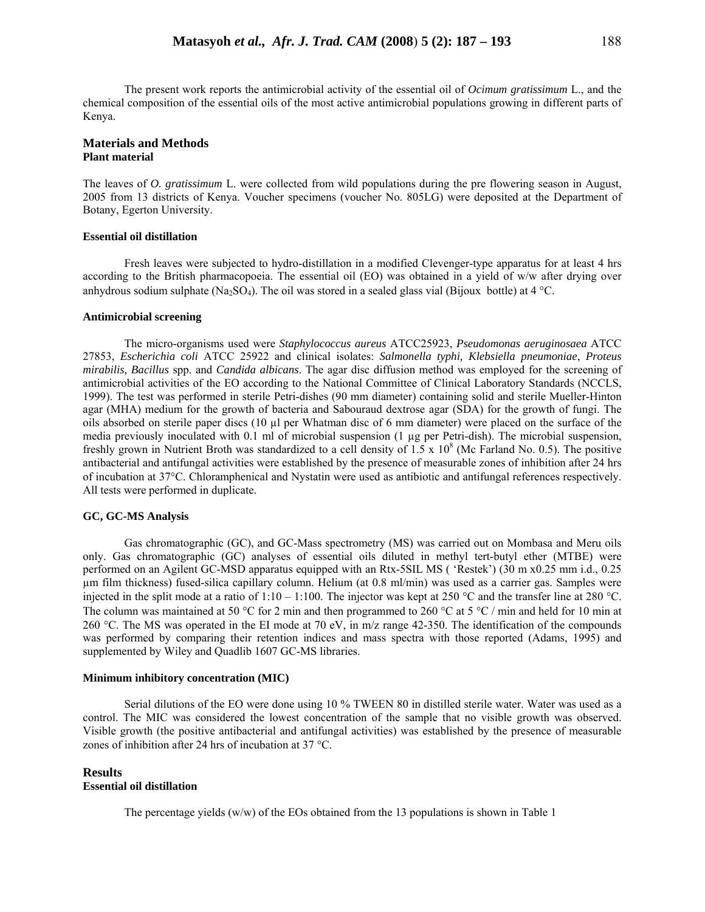The present work reports the antimicrobial activity of the essential oil of *Ocimum gratissimum* L., and the chemical composition of the essential oils of the most active antimicrobial populations growing in different parts of Kenya.

## Materials and Methods

### Plant material

The leaves of *O. gratissimum* L. were collected from wild populations during the pre flowering season in August, 2005 from 13 districts of Kenya. Voucher specimens (voucher No. 805LG) were deposited at the Department of Botany, Egerton University.

#### Essential oil distillation

Fresh leaves were subjected to hydro-distillation in a modified Clevenger-type apparatus for at least 4 hrs according to the British pharmacopoeia. The essential oil (EO) was obtained in a yield of w/w after drying over anhydrous sodium sulphate ($Na_2SO_4$). The oil was stored in a sealed glass vial (Bijoux bottle) at 4 °C.

#### Antimicrobial screening

The micro-organisms used were *Staphylococcus aureus* ATCC25923, *Pseudomonas aeruginosaea* ATCC 27853, *Escherichia coli* ATCC 25922 and clinical isolates: *Salmonella typhi, Klebsiella pneumoniae*, *Proteus mirabilis, Bacillus* spp. and *Candida albicans*. The agar disc diffusion method was employed for the screening of antimicrobial activities of the EO according to the National Committee of Clinical Laboratory Standards (NCCLS, 1999). The test was performed in sterile Petri-dishes (90 mm diameter) containing solid and sterile Mueller-Hinton agar (MHA) medium for the growth of bacteria and Sabouraud dextrose agar (SDA) for the growth of fungi. The oils absorbed on sterile paper discs (10 µl per Whatman disc of 6 mm diameter) were placed on the surface of the media previously inoculated with 0.1 ml of microbial suspension (1 µg per Petri-dish). The microbial suspension, freshly grown in Nutrient Broth was standardized to a cell density of $1.5 \times 10^8$ (Mc Farland No. 0.5). The positive antibacterial and antifungal activities were established by the presence of measurable zones of inhibition after 24 hrs of incubation at 37°C. Chloramphenical and Nystatin were used as antibiotic and antifungal references respectively. All tests were performed in duplicate.

#### GC, GC-MS Analysis

Gas chromatographic (GC), and GC-Mass spectrometry (MS) was carried out on Mombasa and Meru oils only. Gas chromatographic (GC) analyses of essential oils diluted in methyl tert-butyl ether (MTBE) were performed on an Agilent GC-MSD apparatus equipped with an Rtx-5SIL MS ( 'Restek') (30 m x0.25 mm i.d., 0.25 µm film thickness) fused-silica capillary column. Helium (at 0.8 ml/min) was used as a carrier gas. Samples were injected in the split mode at a ratio of 1:10 – 1:100. The injector was kept at 250 °C and the transfer line at 280 °C. The column was maintained at 50 °C for 2 min and then programmed to 260 °C at 5 °C / min and held for 10 min at 260 °C. The MS was operated in the EI mode at 70 eV, in m/z range 42-350. The identification of the compounds was performed by comparing their retention indices and mass spectra with those reported (Adams, 1995) and supplemented by Wiley and Quadlib 1607 GC-MS libraries.

#### Minimum inhibitory concentration (MIC)

Serial dilutions of the EO were done using 10 % TWEEN 80 in distilled sterile water. Water was used as a control. The MIC was considered the lowest concentration of the sample that no visible growth was observed. Visible growth (the positive antibacterial and antifungal activities) was established by the presence of measurable zones of inhibition after 24 hrs of incubation at 37 °C.

## Results

### Essential oil distillation

The percentage yields (w/w) of the EOs obtained from the 13 populations is shown in Table 1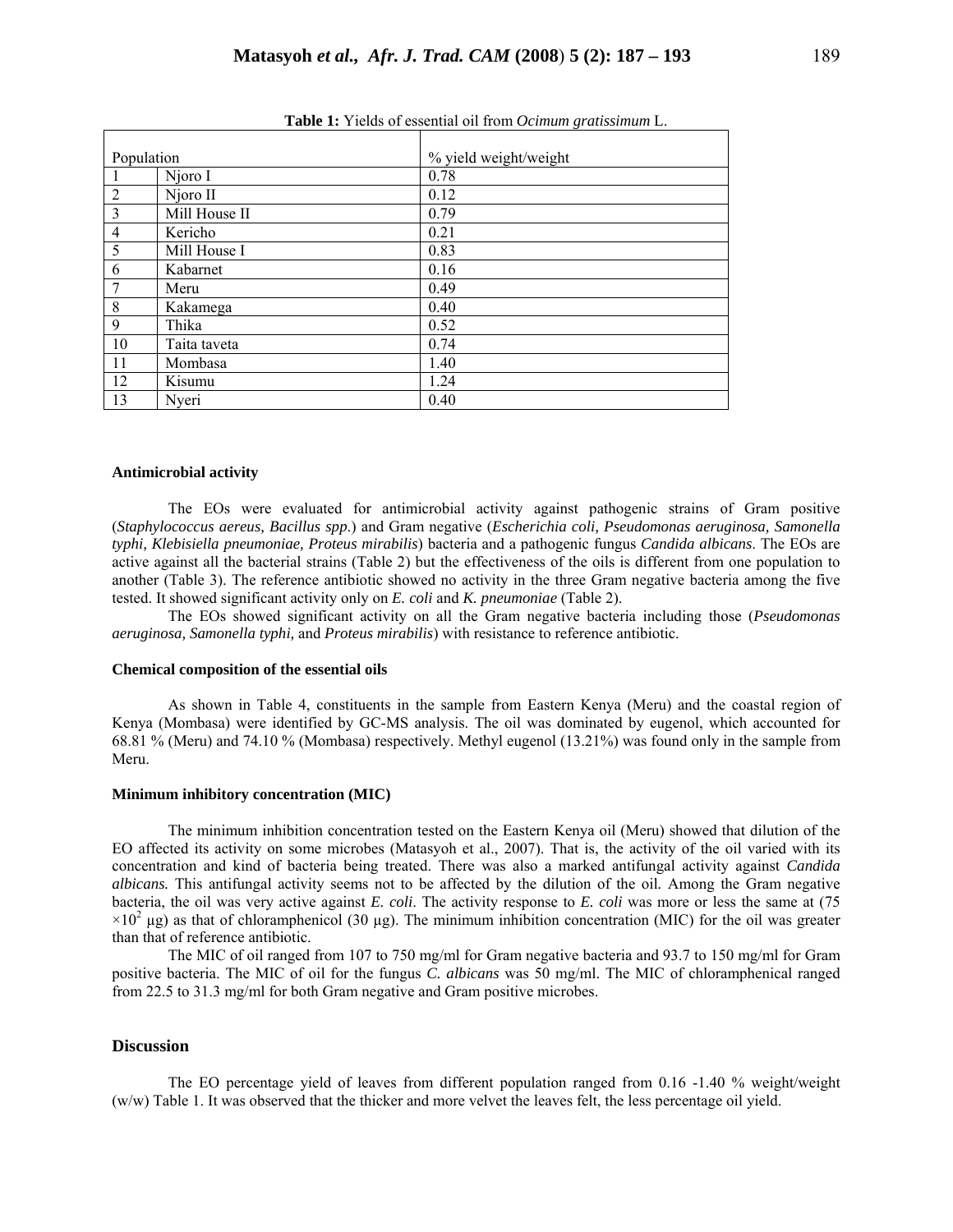**Table 1:** Yields of essential oil from *Ocimum gratissimum* L.

| Population | | % yield weight/weight |
|---|---|---|
| 1 | Njoro I | 0.78 |
| 2 | Njoro II | 0.12 |
| 3 | Mill House II | 0.79 |
| 4 | Kericho | 0.21 |
| 5 | Mill House I | 0.83 |
| 6 | Kabarnet | 0.16 |
| 7 | Meru | 0.49 |
| 8 | Kakamega | 0.40 |
| 9 | Thika | 0.52 |
| 10 | Taita taveta | 0.74 |
| 11 | Mombasa | 1.40 |
| 12 | Kisumu | 1.24 |
| 13 | Nyeri | 0.40 |

### Antimicrobial activity

The EOs were evaluated for antimicrobial activity against pathogenic strains of Gram positive (*Staphylococcus aereus, Bacillus spp.*) and Gram negative (*Escherichia coli, Pseudomonas aeruginosa, Samonella typhi, Klebisiella pneumoniae, Proteus mirabilis*) bacteria and a pathogenic fungus *Candida albicans*. The EOs are active against all the bacterial strains (Table 2) but the effectiveness of the oils is different from one population to another (Table 3). The reference antibiotic showed no activity in the three Gram negative bacteria among the five tested. It showed significant activity only on *E. coli* and *K. pneumoniae* (Table 2).

The EOs showed significant activity on all the Gram negative bacteria including those (*Pseudomonas aeruginosa, Samonella typhi,* and *Proteus mirabilis*) with resistance to reference antibiotic.

### Chemical composition of the essential oils

As shown in Table 4, constituents in the sample from Eastern Kenya (Meru) and the coastal region of Kenya (Mombasa) were identified by GC-MS analysis. The oil was dominated by eugenol, which accounted for 68.81 % (Meru) and 74.10 % (Mombasa) respectively. Methyl eugenol (13.21%) was found only in the sample from Meru.

### Minimum inhibitory concentration (MIC)

The minimum inhibition concentration tested on the Eastern Kenya oil (Meru) showed that dilution of the EO affected its activity on some microbes (Matasyoh et al., 2007). That is, the activity of the oil varied with its concentration and kind of bacteria being treated. There was also a marked antifungal activity against *Candida albicans.* This antifungal activity seems not to be affected by the dilution of the oil. Among the Gram negative bacteria, the oil was very active against *E. coli*. The activity response to *E. coli* was more or less the same at (75 $\times 10^2$ µg) as that of chloramphenicol (30 µg). The minimum inhibition concentration (MIC) for the oil was greater than that of reference antibiotic.

The MIC of oil ranged from 107 to 750 mg/ml for Gram negative bacteria and 93.7 to 150 mg/ml for Gram positive bacteria. The MIC of oil for the fungus *C. albicans* was 50 mg/ml. The MIC of chloramphenical ranged from 22.5 to 31.3 mg/ml for both Gram negative and Gram positive microbes.

## Discussion

The EO percentage yield of leaves from different population ranged from 0.16 -1.40 % weight/weight (w/w) Table 1. It was observed that the thicker and more velvet the leaves felt, the less percentage oil yield.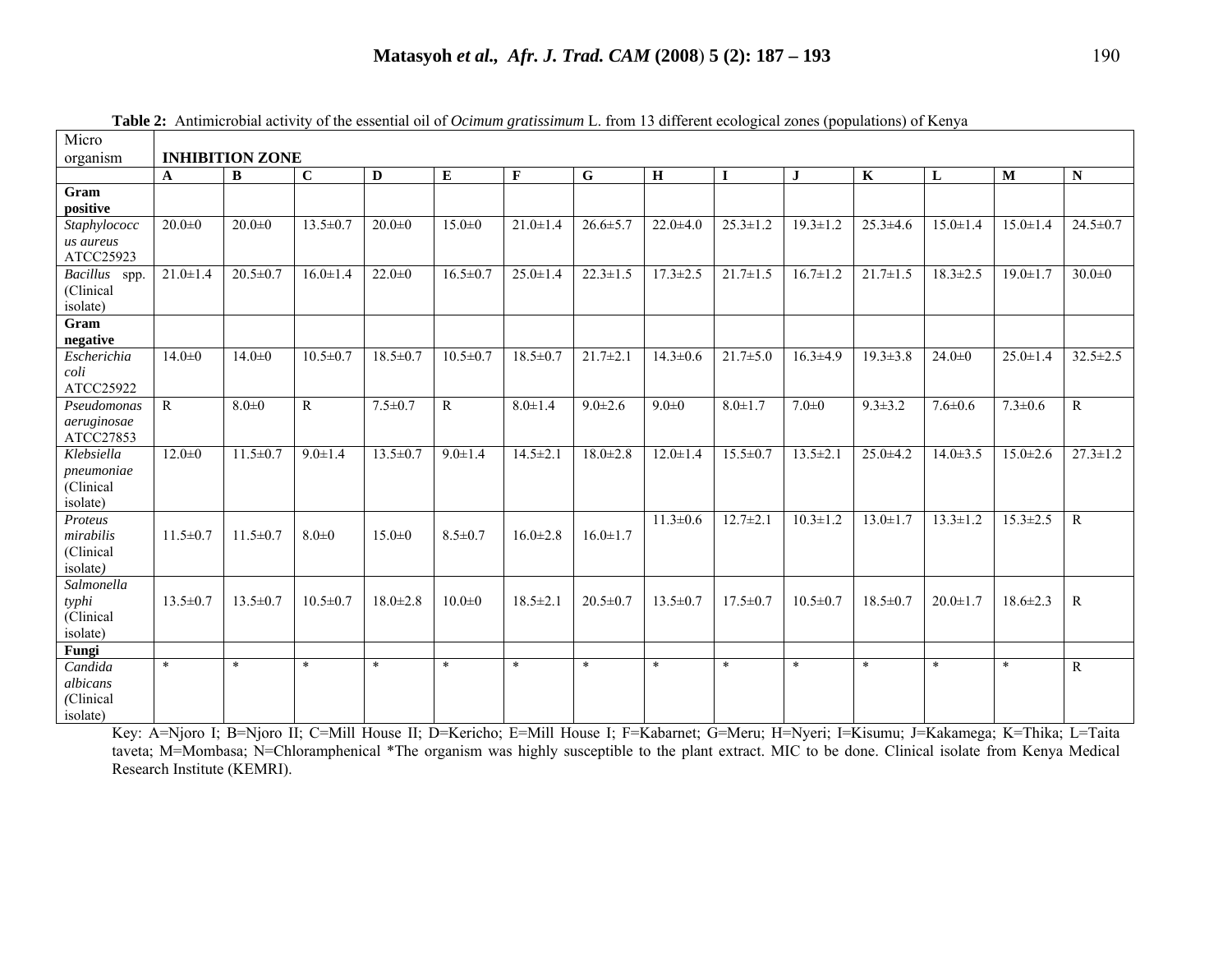**Table 2:** Antimicrobial activity of the essential oil of *Ocimum gratissimum* L. from 13 different ecological zones (populations) of Kenya

| Micro organism | **INHIBITION ZONE** | | | | | | | | | | | | | |
|---|---|---|---|---|---|---|---|---|---|---|---|---|---|---|
| | **A** | **B** | **C** | **D** | **E** | **F** | **G** | **H** | **I** | **J** | **K** | **L** | **M** | **N** |
| **Gram positive** | | | | | | | | | | | | | | |
| *Staphylococcus aureus* ATCC25923 | 20.0±0 | 20.0±0 | 13.5±0.7 | 20.0±0 | 15.0±0 | 21.0±1.4 | 26.6±5.7 | 22.0±4.0 | 25.3±1.2 | 19.3±1.2 | 25.3±4.6 | 15.0±1.4 | 15.0±1.4 | 24.5±0.7 |
| *Bacillus* spp. (Clinical isolate) | 21.0±1.4 | 20.5±0.7 | 16.0±1.4 | 22.0±0 | 16.5±0.7 | 25.0±1.4 | 22.3±1.5 | 17.3±2.5 | 21.7±1.5 | 16.7±1.2 | 21.7±1.5 | 18.3±2.5 | 19.0±1.7 | 30.0±0 |
| **Gram negative** | | | | | | | | | | | | | | |
| *Escherichia coli* ATCC25922 | 14.0±0 | 14.0±0 | 10.5±0.7 | 18.5±0.7 | 10.5±0.7 | 18.5±0.7 | 21.7±2.1 | 14.3±0.6 | 21.7±5.0 | 16.3±4.9 | 19.3±3.8 | 24.0±0 | 25.0±1.4 | 32.5±2.5 |
| *Pseudomonas aeruginosae* ATCC27853 | R | 8.0±0 | R | 7.5±0.7 | R | 8.0±1.4 | 9.0±2.6 | 9.0±0 | 8.0±1.7 | 7.0±0 | 9.3±3.2 | 7.6±0.6 | 7.3±0.6 | R |
| *Klebsiella pneumoniae* (Clinical isolate) | 12.0±0 | 11.5±0.7 | 9.0±1.4 | 13.5±0.7 | 9.0±1.4 | 14.5±2.1 | 18.0±2.8 | 12.0±1.4 | 15.5±0.7 | 13.5±2.1 | 25.0±4.2 | 14.0±3.5 | 15.0±2.6 | 27.3±1.2 |
| *Proteus mirabilis* (Clinical isolate) | 11.5±0.7 | 11.5±0.7 | 8.0±0 | 15.0±0 | 8.5±0.7 | 16.0±2.8 | 16.0±1.7 | 11.3±0.6 | 12.7±2.1 | 10.3±1.2 | 13.0±1.7 | 13.3±1.2 | 15.3±2.5 | R |
| *Salmonella typhi* (Clinical isolate) | 13.5±0.7 | 13.5±0.7 | 10.5±0.7 | 18.0±2.8 | 10.0±0 | 18.5±2.1 | 20.5±0.7 | 13.5±0.7 | 17.5±0.7 | 10.5±0.7 | 18.5±0.7 | 20.0±1.7 | 18.6±2.3 | R |
| **Fungi** | | | | | | | | | | | | | | |
| *Candida albicans* (Clinical isolate) | * | * | * | * | * | * | * | * | * | * | * | * | * | R |

Key: A=Njoro I; B=Njoro II; C=Mill House II; D=Kericho; E=Mill House I; F=Kabarnet; G=Meru; H=Nyeri; I=Kisumu; J=Kakamega; K=Thika; L=Taita taveta; M=Mombasa; N=Chloramphenical *The organism was highly susceptible to the plant extract. MIC to be done. Clinical isolate from Kenya Medical Research Institute (KEMRI).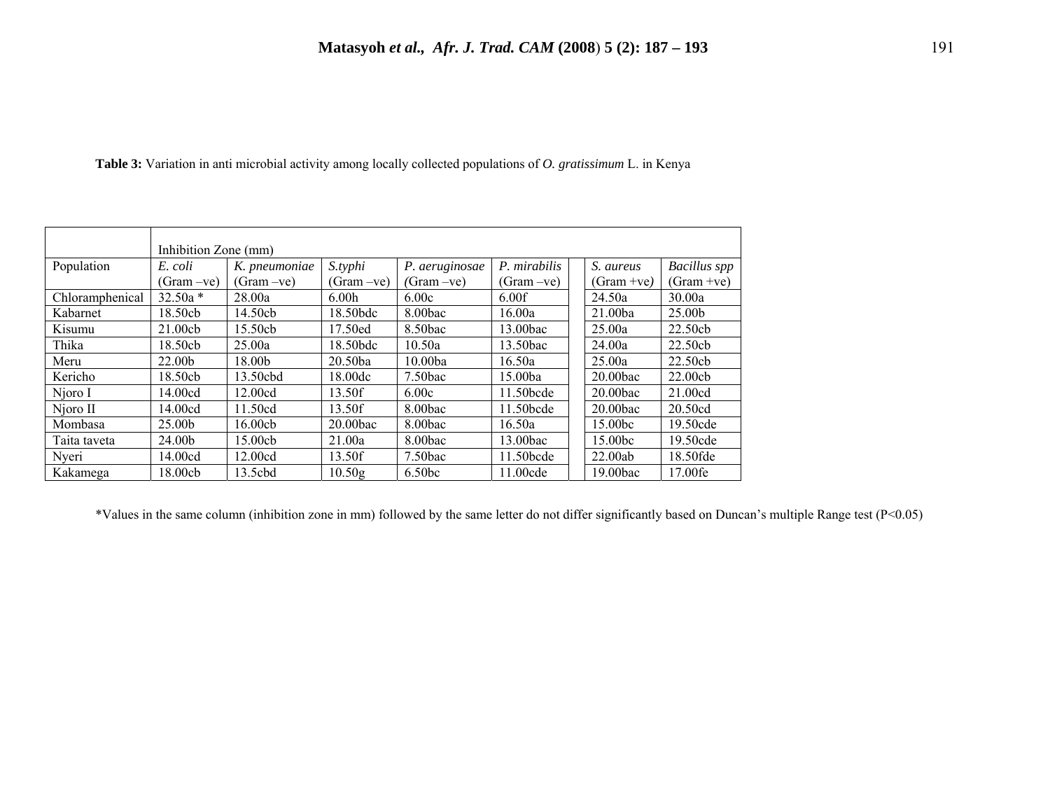**Table 3:** Variation in anti microbial activity among locally collected populations of *O. gratissimum* L. in Kenya

| | Inhibition Zone (mm) | | | | | | |
|---|---|---|---|---|---|---|---|
| Population | *E. coli* (Gram –ve) | *K. pneumoniae* (Gram –ve) | *S.typhi* (Gram –ve) | *P. aeruginosae* (Gram –ve) | *P. mirabilis* (Gram –ve) | *S. aureus* (Gram +ve) | *Bacillus spp* (Gram +ve) |
| Chloramphenical | 32.50a * | 28.00a | 6.00h | 6.00c | 6.00f | 24.50a | 30.00a |
| Kabarnet | 18.50cb | 14.50cb | 18.50bdc | 8.00bac | 16.00a | 21.00ba | 25.00b |
| Kisumu | 21.00cb | 15.50cb | 17.50ed | 8.50bac | 13.00bac | 25.00a | 22.50cb |
| Thika | 18.50cb | 25.00a | 18.50bdc | 10.50a | 13.50bac | 24.00a | 22.50cb |
| Meru | 22.00b | 18.00b | 20.50ba | 10.00ba | 16.50a | 25.00a | 22.50cb |
| Kericho | 18.50cb | 13.50cbd | 18.00dc | 7.50bac | 15.00ba | 20.00bac | 22.00cb |
| Njoro I | 14.00cd | 12.00cd | 13.50f | 6.00c | 11.50bcde | 20.00bac | 21.00cd |
| Njoro II | 14.00cd | 11.50cd | 13.50f | 8.00bac | 11.50bcde | 20.00bac | 20.50cd |
| Mombasa | 25.00b | 16.00cb | 20.00bac | 8.00bac | 16.50a | 15.00bc | 19.50cde |
| Taita taveta | 24.00b | 15.00cb | 21.00a | 8.00bac | 13.00bac | 15.00bc | 19.50cde |
| Nyeri | 14.00cd | 12.00cd | 13.50f | 7.50bac | 11.50bcde | 22.00ab | 18.50fde |
| Kakamega | 18.00cb | 13.5cbd | 10.50g | 6.50bc | 11.00cde | 19.00bac | 17.00fe |

*Values in the same column (inhibition zone in mm) followed by the same letter do not differ significantly based on Duncan's multiple Range test ($P<0.05$)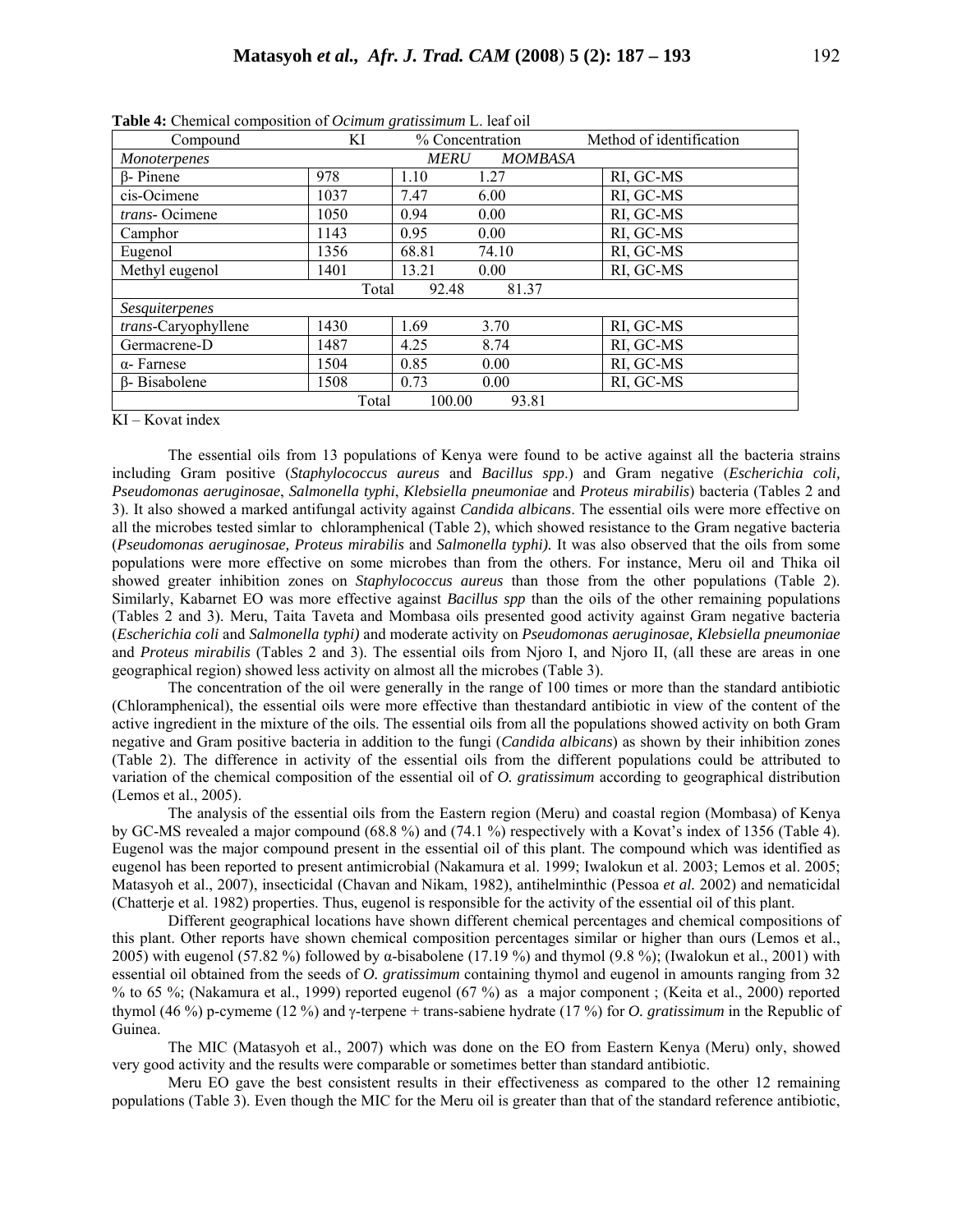**Table 4:** Chemical composition of *Ocimum gratissimum* L. leaf oil

| Compound | KI | % Concentration | | Method of identification |
|---|---|---|---|---|
| *Monoterpenes* | | *MERU* | *MOMBASA* | |
| β- Pinene | 978 | 1.10 | 1.27 | RI, GC-MS |
| cis-Ocimene | 1037 | 7.47 | 6.00 | RI, GC-MS |
| *trans*- Ocimene | 1050 | 0.94 | 0.00 | RI, GC-MS |
| Camphor | 1143 | 0.95 | 0.00 | RI, GC-MS |
| Eugenol | 1356 | 68.81 | 74.10 | RI, GC-MS |
| Methyl eugenol | 1401 | 13.21 | 0.00 | RI, GC-MS |
| | Total | 92.48 | 81.37 | |
| *Sesquiterpenes* | | | | |
| *trans*-Caryophyllene | 1430 | 1.69 | 3.70 | RI, GC-MS |
| Germacrene-D | 1487 | 4.25 | 8.74 | RI, GC-MS |
| α- Farnese | 1504 | 0.85 | 0.00 | RI, GC-MS |
| β- Bisabolene | 1508 | 0.73 | 0.00 | RI, GC-MS |
| | Total | 100.00 | 93.81 | |

KI – Kovat index

The essential oils from 13 populations of Kenya were found to be active against all the bacteria strains including Gram positive (*Staphylococcus aureus* and *Bacillus spp*.) and Gram negative (*Escherichia coli, Pseudomonas aeruginosae*, *Salmonella typhi*, *Klebsiella pneumoniae* and *Proteus mirabilis*) bacteria (Tables 2 and 3). It also showed a marked antifungal activity against *Candida albicans*. The essential oils were more effective on all the microbes tested simlar to chloramphenical (Table 2), which showed resistance to the Gram negative bacteria (*Pseudomonas aeruginosae, Proteus mirabilis* and *Salmonella typhi).* It was also observed that the oils from some populations were more effective on some microbes than from the others. For instance, Meru oil and Thika oil showed greater inhibition zones on *Staphylococcus aureus* than those from the other populations (Table 2). Similarly, Kabarnet EO was more effective against *Bacillus spp* than the oils of the other remaining populations (Tables 2 and 3). Meru, Taita Taveta and Mombasa oils presented good activity against Gram negative bacteria (*Escherichia coli* and *Salmonella typhi)* and moderate activity on *Pseudomonas aeruginosae, Klebsiella pneumoniae* and *Proteus mirabilis* (Tables 2 and 3). The essential oils from Njoro I, and Njoro II, (all these are areas in one geographical region) showed less activity on almost all the microbes (Table 3).

The concentration of the oil were generally in the range of 100 times or more than the standard antibiotic (Chloramphenical), the essential oils were more effective than thestandard antibiotic in view of the content of the active ingredient in the mixture of the oils. The essential oils from all the populations showed activity on both Gram negative and Gram positive bacteria in addition to the fungi (*Candida albicans*) as shown by their inhibition zones (Table 2). The difference in activity of the essential oils from the different populations could be attributed to variation of the chemical composition of the essential oil of *O. gratissimum* according to geographical distribution (Lemos et al., 2005).

The analysis of the essential oils from the Eastern region (Meru) and coastal region (Mombasa) of Kenya by GC-MS revealed a major compound (68.8 %) and (74.1 %) respectively with a Kovat's index of 1356 (Table 4). Eugenol was the major compound present in the essential oil of this plant. The compound which was identified as eugenol has been reported to present antimicrobial (Nakamura et al. 1999; Iwalokun et al. 2003; Lemos et al. 2005; Matasyoh et al., 2007), insecticidal (Chavan and Nikam, 1982), antihelminthic (Pessoa *et al.* 2002) and nematicidal (Chatterje et al. 1982) properties. Thus, eugenol is responsible for the activity of the essential oil of this plant.

Different geographical locations have shown different chemical percentages and chemical compositions of this plant. Other reports have shown chemical composition percentages similar or higher than ours (Lemos et al., 2005) with eugenol (57.82 %) followed by α-bisabolene (17.19 %) and thymol (9.8 %); (Iwalokun et al., 2001) with essential oil obtained from the seeds of *O. gratissimum* containing thymol and eugenol in amounts ranging from 32 % to 65 %; (Nakamura et al., 1999) reported eugenol (67 %) as a major component ; (Keita et al., 2000) reported thymol (46 %) p-cymeme (12 %) and γ-terpene + trans-sabiene hydrate (17 %) for *O. gratissimum* in the Republic of Guinea.

The MIC (Matasyoh et al., 2007) which was done on the EO from Eastern Kenya (Meru) only, showed very good activity and the results were comparable or sometimes better than standard antibiotic.

Meru EO gave the best consistent results in their effectiveness as compared to the other 12 remaining populations (Table 3). Even though the MIC for the Meru oil is greater than that of the standard reference antibiotic,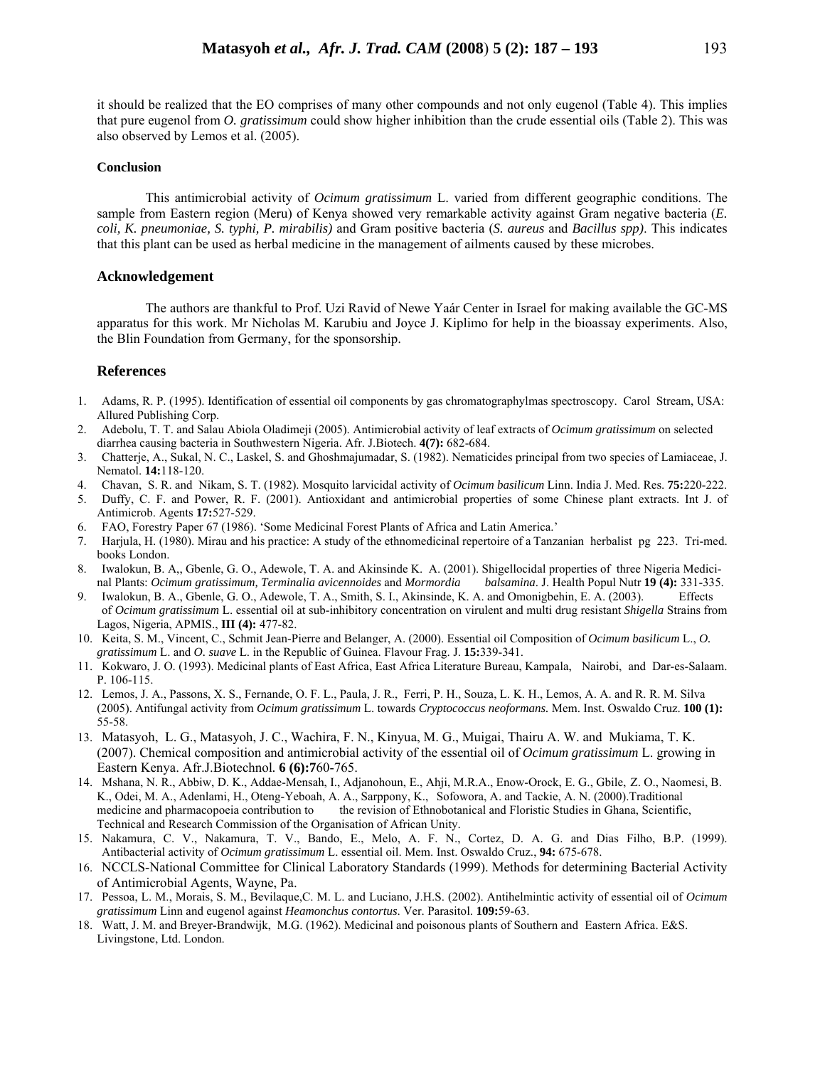it should be realized that the EO comprises of many other compounds and not only eugenol (Table 4). This implies that pure eugenol from *O. gratissimum* could show higher inhibition than the crude essential oils (Table 2). This was also observed by Lemos et al. (2005).

### Conclusion

This antimicrobial activity of *Ocimum gratissimum* L. varied from different geographic conditions. The sample from Eastern region (Meru) of Kenya showed very remarkable activity against Gram negative bacteria (*E. coli, K. pneumoniae, S. typhi, P. mirabilis)* and Gram positive bacteria (*S. aureus* and *Bacillus spp)*. This indicates that this plant can be used as herbal medicine in the management of ailments caused by these microbes.

## Acknowledgement

The authors are thankful to Prof. Uzi Ravid of Newe Yaár Center in Israel for making available the GC-MS apparatus for this work. Mr Nicholas M. Karubiu and Joyce J. Kiplimo for help in the bioassay experiments. Also, the Blin Foundation from Germany, for the sponsorship.

## References

1. Adams, R. P. (1995). Identification of essential oil components by gas chromatographylmas spectroscopy. Carol Stream, USA: Allured Publishing Corp.
2. Adebolu, T. T. and Salau Abiola Oladimeji (2005). Antimicrobial activity of leaf extracts of *Ocimum gratissimum* on selected diarrhea causing bacteria in Southwestern Nigeria. Afr. J.Biotech. **4(7):** 682-684.
3. Chatterje, A., Sukal, N. C., Laskel, S. and Ghoshmajumadar, S. (1982). Nematicides principal from two species of Lamiaceae, J. Nematol. **14:**118-120.
4. Chavan, S. R. and Nikam, S. T. (1982). Mosquito larvicidal activity of *Ocimum basilicum* Linn. India J. Med. Res. **75:**220-222.
5. Duffy, C. F. and Power, R. F. (2001). Antioxidant and antimicrobial properties of some Chinese plant extracts. Int J. of Antimicrob. Agents **17:**527-529.
6. FAO, Forestry Paper 67 (1986). 'Some Medicinal Forest Plants of Africa and Latin America.'
7. Harjula, H. (1980). Mirau and his practice: A study of the ethnomedicinal repertoire of a Tanzanian herbalist pg 223. Tri-med. books London.
8. Iwalokun, B. A,, Gbenle, G. O., Adewole, T. A. and Akinsinde K. A. (2001). Shigellocidal properties of three Nigeria Medicinal Plants: *Ocimum gratissimum, Terminalia avicennoides* and *Mormordia balsamina*. J. Health Popul Nutr **19 (4):** 331-335.
9. Iwalokun, B. A., Gbenle, G. O., Adewole, T. A., Smith, S. I., Akinsinde, K. A. and Omonigbehin, E. A. (2003). Effects of *Ocimum gratissimum* L. essential oil at sub-inhibitory concentration on virulent and multi drug resistant *Shigella* Strains from Lagos, Nigeria, APMIS., **III (4):** 477-82.
10. Keita, S. M., Vincent, C., Schmit Jean-Pierre and Belanger, A. (2000). Essential oil Composition of *Ocimum basilicum* L., *O. gratissimum* L. and *O. suave* L. in the Republic of Guinea. Flavour Frag. J. **15:**339-341.
11. Kokwaro, J. O. (1993). Medicinal plants of East Africa, East Africa Literature Bureau, Kampala, Nairobi, and Dar-es-Salaam. P. 106-115.
12. Lemos, J. A., Passons, X. S., Fernande, O. F. L., Paula, J. R., Ferri, P. H., Souza, L. K. H., Lemos, A. A. and R. R. M. Silva (2005). Antifungal activity from *Ocimum gratissimum* L. towards *Cryptococcus neoformans.* Mem. Inst. Oswaldo Cruz. **100 (1):** 55-58.
13. Matasyoh, L. G., Matasyoh, J. C., Wachira, F. N., Kinyua, M. G., Muigai, Thairu A. W. and Mukiama, T. K. (2007). Chemical composition and antimicrobial activity of the essential oil of *Ocimum gratissimum* L. growing in Eastern Kenya. Afr.J.Biotechnol. **6 (6):**760-765.
14. Mshana, N. R., Abbiw, D. K., Addae-Mensah, I., Adjanohoun, E., Ahji, M.R.A., Enow-Orock, E. G., Gbile, Z. O., Naomesi, B. K., Odei, M. A., Adenlami, H., Oteng-Yeboah, A. A., Sarppony, K., Sofowora, A. and Tackie, A. N. (2000).Traditional medicine and pharmacopoeia contribution to the revision of Ethnobotanical and Floristic Studies in Ghana, Scientific, Technical and Research Commission of the Organisation of African Unity.
15. Nakamura, C. V., Nakamura, T. V., Bando, E., Melo, A. F. N., Cortez, D. A. G. and Dias Filho, B.P. (1999). Antibacterial activity of *Ocimum gratissimum* L. essential oil. Mem. Inst. Oswaldo Cruz., **94:** 675-678.
16. NCCLS-National Committee for Clinical Laboratory Standards (1999). Methods for determining Bacterial Activity of Antimicrobial Agents, Wayne, Pa.
17. Pessoa, L. M., Morais, S. M., Bevilaque,C. M. L. and Luciano, J.H.S. (2002). Antihelmintic activity of essential oil of *Ocimum gratissimum* Linn and eugenol against *Heamonchus contortus*. Ver. Parasitol. **109:**59-63.
18. Watt, J. M. and Breyer-Brandwijk, M.G. (1962). Medicinal and poisonous plants of Southern and Eastern Africa. E&S. Livingstone, Ltd. London.